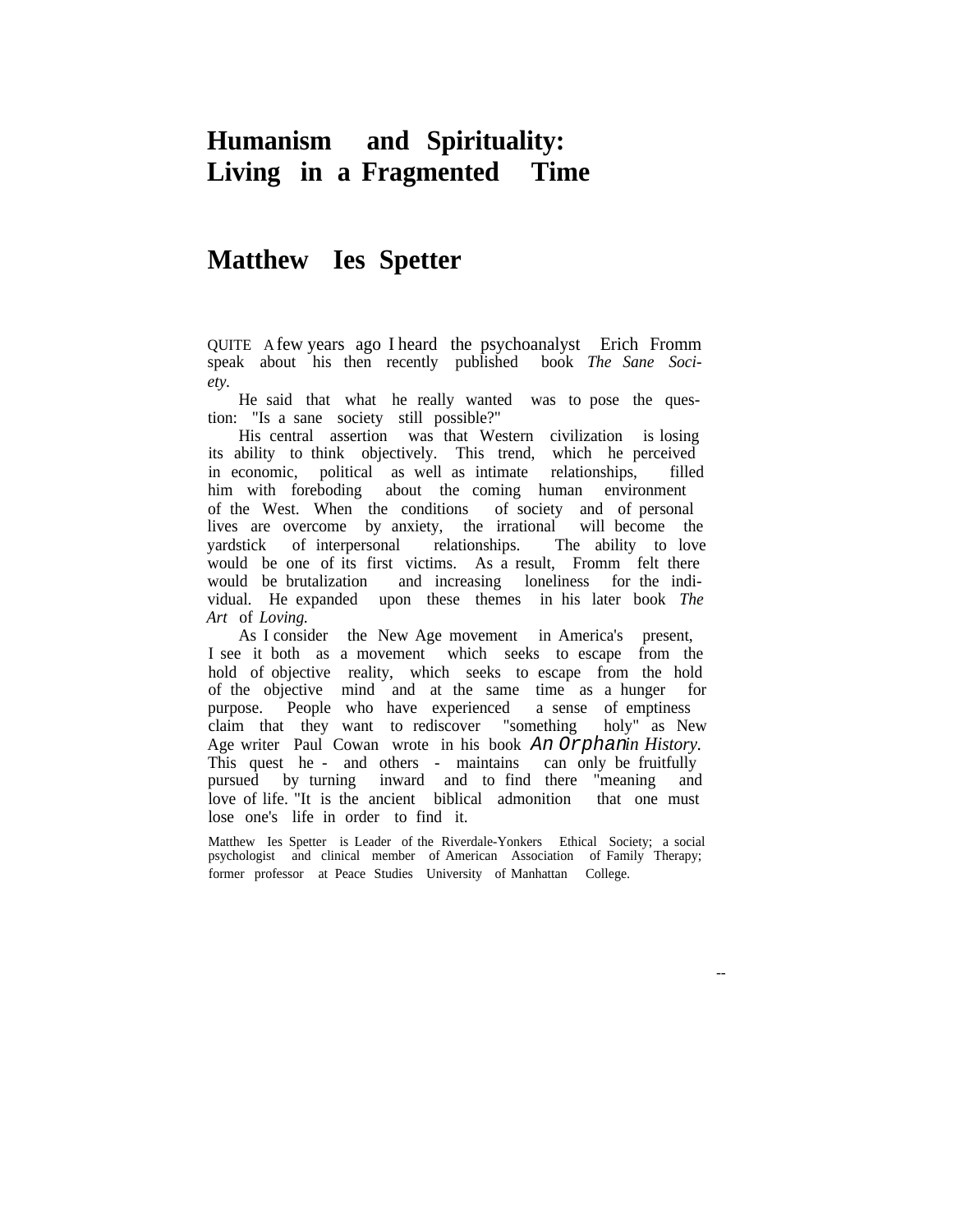# Humanism and Spirituality: Living in a Fragmented Time

## Matthew Ies Spetter

QUITE A few years ago I heard the psychoanalyst Erich Fromm speak about his then recently published book *The Sane Society.*

He said that what he really wanted was to pose the question: "Is a sane society still possible?"

His central assertion was that Western civilization is losing its ability to think objectively. This trend, which he perceived in economic, political as well as intimate relationships, filled him with foreboding about the coming human environment of the West. When the conditions of society and of personal lives are overcome by anxiety, the irrational will become the yardstick of interpersonal relationships. The ability to love would be one of its first victims. As a result, Fromm felt there would be brutalization and increasing loneliness for the individual. He expanded upon these themes in his later book *The Art of Loving.*

As I consider the New Age movement in America's present, I see it both as a movement which seeks to escape from the hold of objective reality, which seeks to escape from the hold of the objective mind and at the same time as a hunger for purpose. People who have experienced a sense of emptiness claim that they want to rediscover "something holy" as New Age writer Paul Cowan wrote in his book *An Orphan in History.* This quest he - and others - maintains can only be fruitfully pursued by turning inward and to find there "meaning and love of life. "It is the ancient biblical admonition that one must lose one's life in order to find it.

Matthew Ies Spetter is Leader of the Riverdale-Yonkers Ethical Society; a social psychologist and clinical member of American Association of Family Therapy; former professor at Peace Studies University of Manhattan College.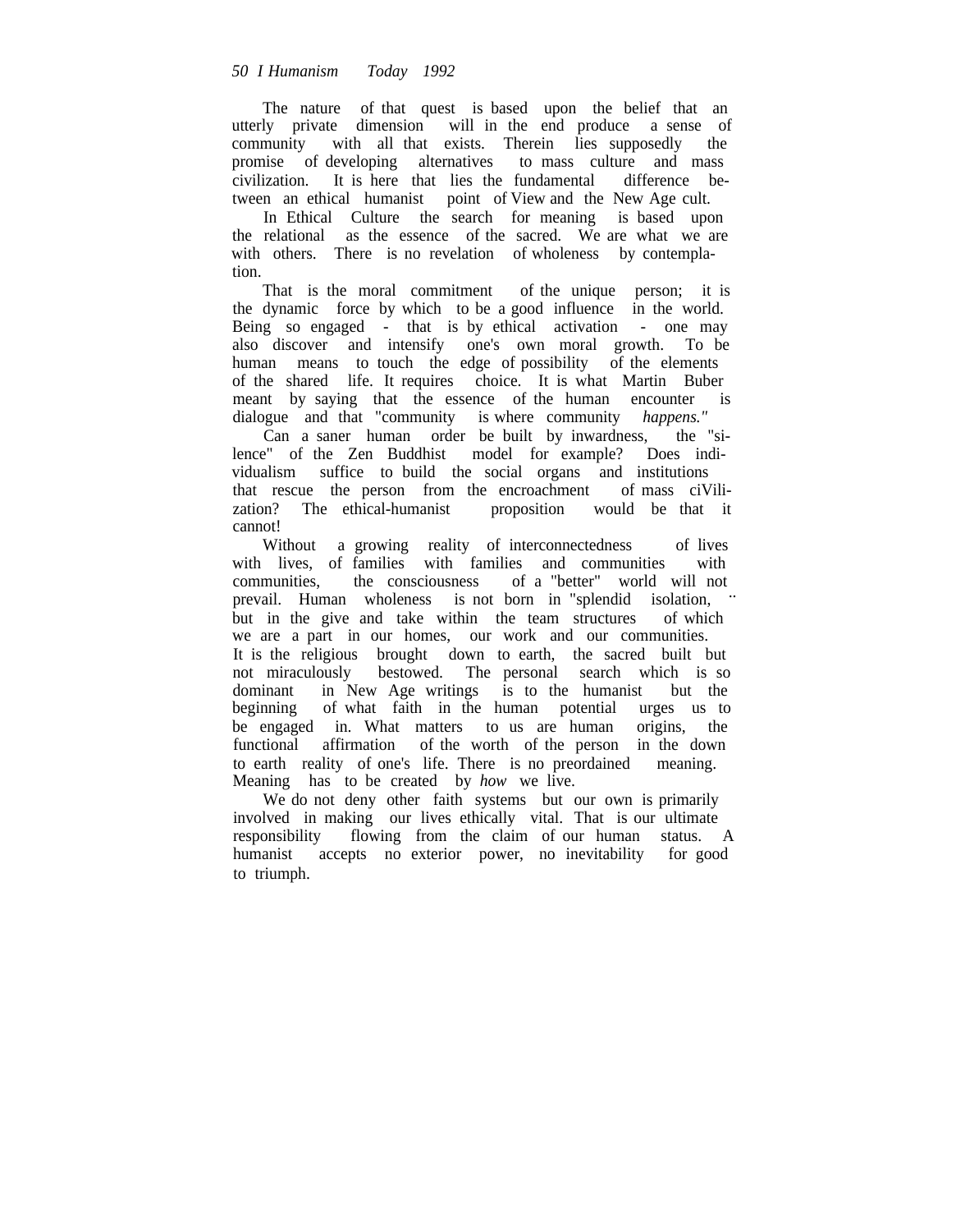The nature of that quest is based upon the belief that an utterly private dimension will in the end produce a sense of community with all that exists. Therein lies supposedly the promise of developing alternatives to mass culture and mass civilization. It is here that lies the fundamental difference between an ethical humanist point of View and the New Age cult.

In Ethical Culture the search for meaning is based upon the relational as the essence of the sacred. We are what we are with others. There is no revelation of wholeness by contemplation.

That is the moral commitment of the unique person; it is the dynamic force by which to be a good influence in the world. Being so engaged - that is by ethical activation - one may also discover and intensify one's own moral growth. To be human means to touch the edge of possibility of the elements of the shared life. It requires choice. It is what Martin Buber meant by saying that the essence of the human encounter is dialogue and that "community is where community *happens."*

Can a saner human order be built by inwardness, the "silence" of the Zen Buddhist model for example? Does individualism suffice to build the social organs and institutions that rescue the person from the encroachment of mass ciVilization? The ethical-humanist proposition would be that it cannot!

Without a growing reality of interconnectedness of lives with lives, of families with families and communities with communities, the consciousness of a "better" world will not prevail. Human wholeness is not born in "splendid isolation," but in the give and take within the team structures of which we are a part in our homes, our work and our communities. It is the religious brought down to earth, the sacred built but not miraculously bestowed. The personal search which is so dominant in New Age writings is to the humanist but the beginning of what faith in the human potential urges us to be engaged in. What matters to us are human origins, the functional affirmation of the worth of the person in the down to earth reality of one's life. There is no preordained meaning. Meaning has to be created by *how* we live.

We do not deny other faith systems but our own is primarily involved in making our lives ethically vital. That is our ultimate responsibility flowing from the claim of our human status. A humanist accepts no exterior power, no inevitability for good to triumph.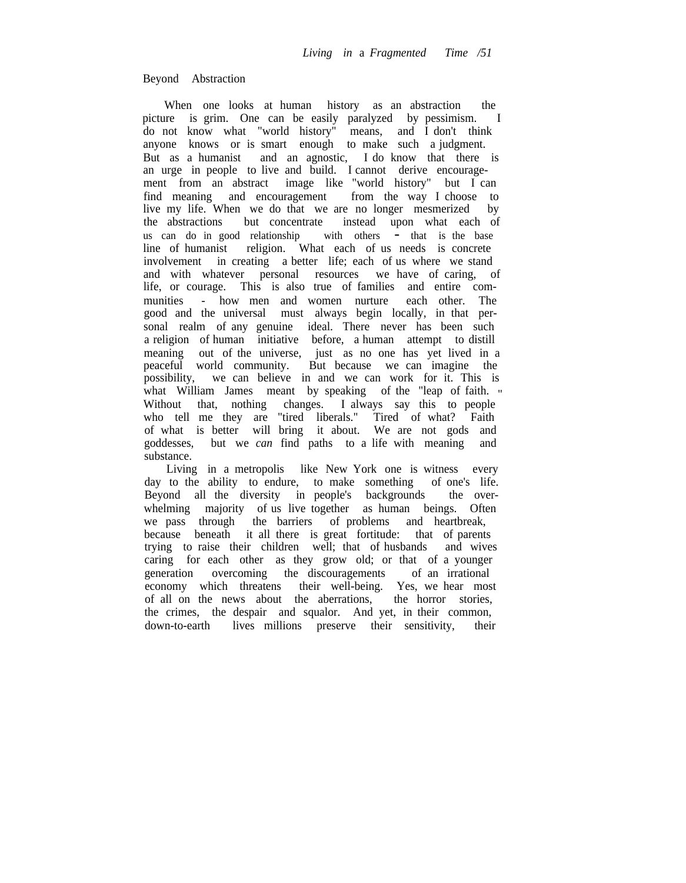## Beyond Abstraction

When one looks at human history as an abstraction the picture is grim. One can be easily paralyzed by pessimism. I do not know what "world history" means, and I don't think anyone knows or is smart enough to make such a judgment. But as a humanist and an agnostic, I do know that there is an urge in people to live and build. I cannot derive encouragement from an abstract image like "world history" but I can find meaning and encouragement from the way I choose to live my life. When we do that we are no longer mesmerized by the abstractions but concentrate instead upon what each of us can do in good relationship with others - that is the base line of humanist religion. What each of us needs is concrete involvement in creating a better life; each of us where we stand and with whatever personal resources we have of caring, of life, or courage. This is also true of families and entire communities - how men and women nurture each other. The good and the universal must always begin locally, in that personal realm of any genuine ideal. There never has been such a religion of human initiative before, a human attempt to distill meaning out of the universe, just as no one has yet lived in a peaceful world community. But because we can imagine the possibility, we can believe in and we can work for it. This is what William James meant by speaking of the "leap of faith." Without that, nothing changes. I always say this to people who tell me they are "tired liberals." Tired of what? Faith of what is better will bring it about. We are not gods and goddesses, but we *can* find paths to a life with meaning and substance.

Living in a metropolis like New York one is witness every day to the ability to endure, to make something of one's life. Beyond all the diversity in people's backgrounds the overwhelming majority of us live together as human beings. Often we pass through the barriers of problems and heartbreak, because beneath it all there is great fortitude: that of parents trying to raise their children well; that of husbands and wives caring for each other as they grow old; or that of a younger generation overcoming the discouragements of an irrational economy which threatens their well-being. Yes, we hear most of all on the news about the aberrations, the horror stories, the crimes, the despair and squalor. And yet, in their common, down-to-earth lives millions preserve their sensitivity, their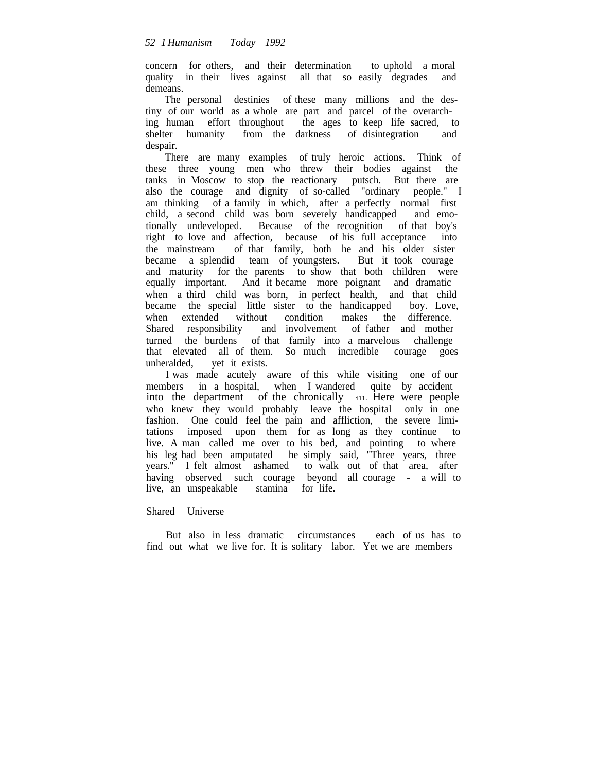concern for others, and their determination to uphold a moral quality in their lives against all that so easily degrades and demeans.

The personal destinies of these many millions and the destiny of our world as a whole are part and parcel of the overarching human effort throughout the ages to keep life sacred, to shelter humanity from the darkness of disintegration and despair.

There are many examples of truly heroic actions. Think of these three young men who threw their bodies against the tanks in Moscow to stop the reactionary putsch. But there are also the courage and dignity of so-called "ordinary people." I am thinking of a family in which, after a perfectly normal first child, a second child was born severely handicapped and emotionally undeveloped. Because of the recognition of that boy's right to love and affection, because of his full acceptance into the mainstream of that family, both he and his older sister became a splendid team of youngsters. But it took courage and maturity for the parents to show that both children were equally important. And it became more poignant and dramatic when a third child was born, in perfect health, and that child became the special little sister to the handicapped boy. Love, when extended without condition makes the difference. Shared responsibility and involvement of father and mother turned the burdens of that family into a marvelous challenge that elevated all of them. So much incredible courage goes unheralded, yet it exists.

I was made acutely aware of this while visiting one of our members in a hospital, when I wandered quite by accident into the department of the chronically ill. Here were people who knew they would probably leave the hospital only in one fashion. One could feel the pain and affliction, the severe limitations imposed upon them for as long as they continue to live. A man called me over to his bed, and pointing to where his leg had been amputated he simply said, "Three years, three years." I felt almost ashamed to walk out of that area, after having observed such courage beyond all courage - a will to live, an unspeakable stamina for life.

## Shared Universe

But also in less dramatic circumstances each of us has to find out what we live for. It is solitary labor. Yet we are members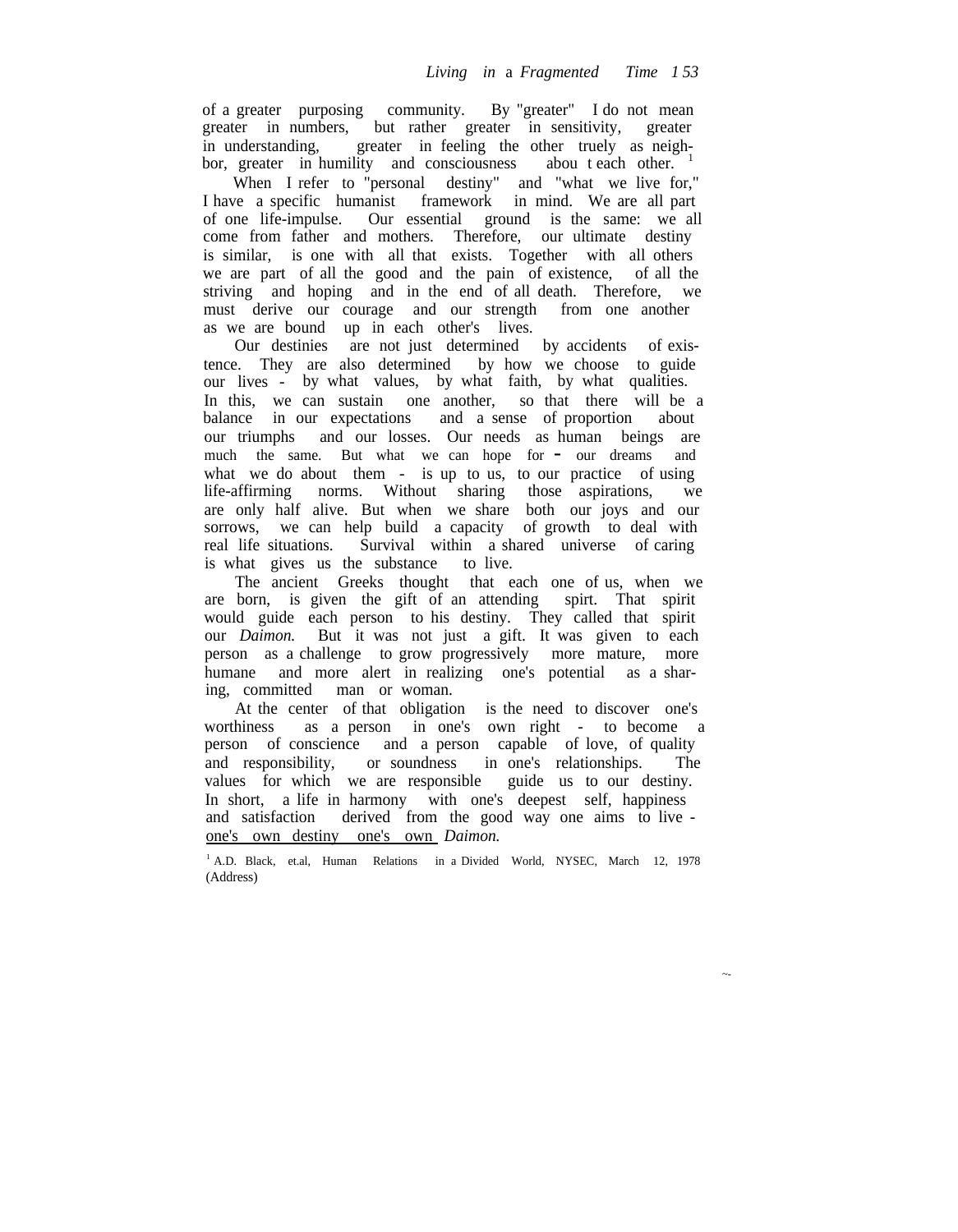of a greater purposing community. By "greater" I do not mean greater in numbers, but rather greater in sensitivity, greater in understanding, greater in feeling the other truely as neighbor, greater in humility and consciousness about each other.[1]

When I refer to "personal destiny" and "what we live for," I have a specific humanist framework in mind. We are all part of one life-impulse. Our essential ground is the same: we all come from father and mothers. Therefore, our ultimate destiny is similar, is one with all that exists. Together with all others we are part of all the good and the pain of existence, of all the striving and hoping and in the end of all death. Therefore, we must derive our courage and our strength from one another as we are bound up in each other's lives.

Our destinies are not just determined by accidents of existence. They are also determined by how we choose to guide our lives - by what values, by what faith, by what qualities. In this, we can sustain one another, so that there will be a balance in our expectations and a sense of proportion about our triumphs and our losses. Our needs as human beings are much the same. But what we can hope for - our dreams and what we do about them - is up to us, to our practice of using life-affirming norms. Without sharing those aspirations, we are only half alive. But when we share both our joys and our sorrows, we can help build a capacity of growth to deal with real life situations. Survival within a shared universe of caring is what gives us the substance to live.

The ancient Greeks thought that each one of us, when we are born, is given the gift of an attending spirt. That spirit would guide each person to his destiny. They called that spirit our *Daimon.* But it was not just a gift. It was given to each person as a challenge to grow progressively more mature, more humane and more alert in realizing one's potential as a sharing, committed man or woman.

At the center of that obligation is the need to discover one's worthiness as a person in one's own right - to become a person of conscience and a person capable of love, of quality and responsibility, or soundness in one's relationships. The values for which we are responsible guide us to our destiny. In short, a life in harmony with one's deepest self, happiness and satisfaction derived from the good way one aims to live - one's own destiny one's own *Daimon.*

[1] A.D. Black, et.al, Human Relations in a Divided World, NYSEC, March 12, 1978 (Address)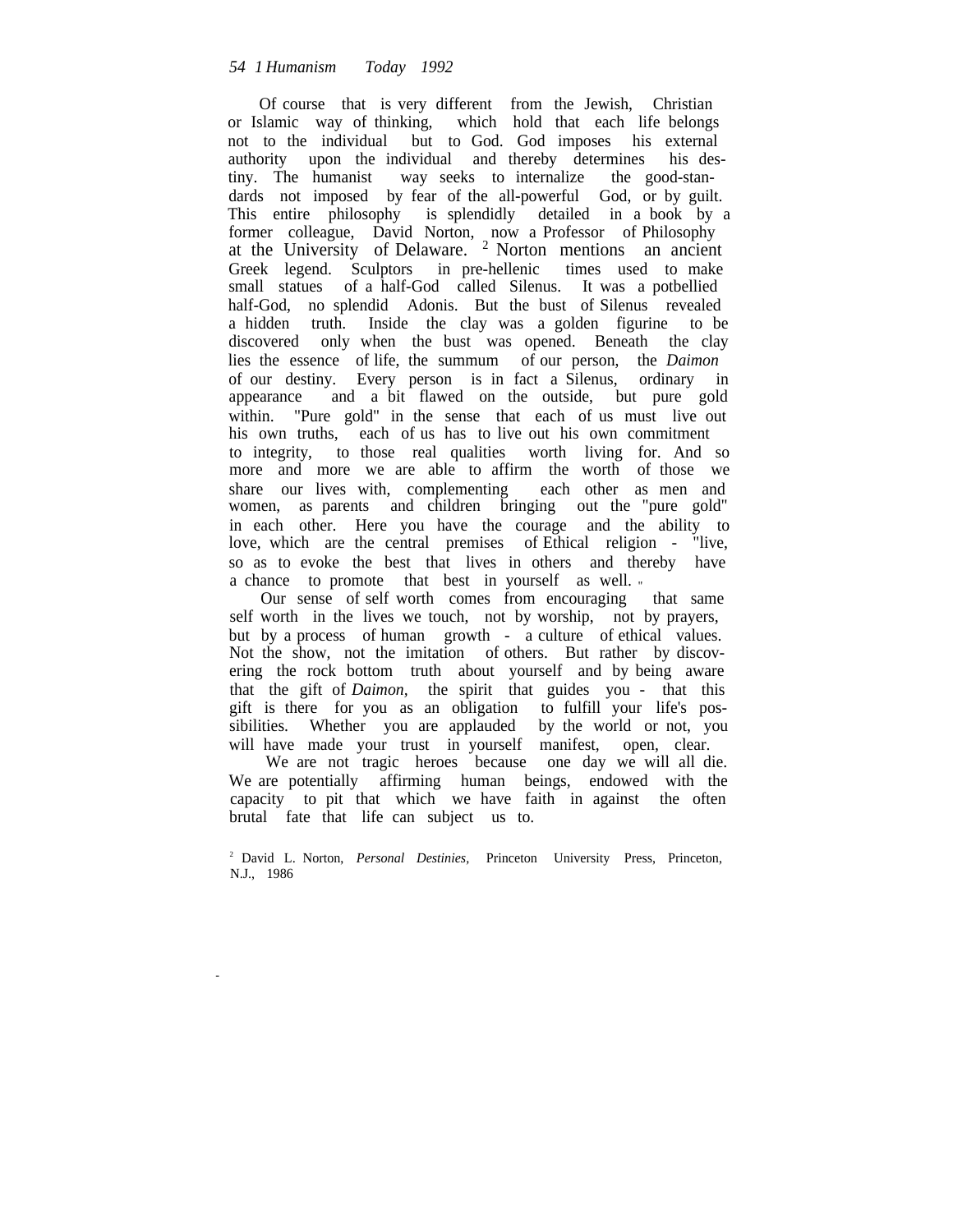Of course that is very different from the Jewish, Christian or Islamic way of thinking, which hold that each life belongs not to the individual but to God. God imposes his external authority upon the individual and thereby determines his destiny. The humanist way seeks to internalize the good-standards not imposed by fear of the all-powerful God, or by guilt. This entire philosophy is splendidly detailed in a book by a former colleague, David Norton, now a Professor of Philosophy at the University of Delaware. [2] Norton mentions an ancient Greek legend. Sculptors in pre-hellenic times used to make small statues of a half-God called Silenus. It was a potbellied half-God, no splendid Adonis. But the bust of Silenus revealed a hidden truth. Inside the clay was a golden figurine to be discovered only when the bust was opened. Beneath the clay lies the essence of life, the summum of our person, the *Daimon* of our destiny. Every person is in fact a Silenus, ordinary in appearance and a bit flawed on the outside, but pure gold within. "Pure gold" in the sense that each of us must live out his own truths, each of us has to live out his own commitment to integrity, to those real qualities worth living for. And so more and more we are able to affirm the worth of those we share our lives with, complementing each other as men and women, as parents and children bringing out the "pure gold" in each other. Here you have the courage and the ability to love, which are the central premises of Ethical religion - "live, so as to evoke the best that lives in others and thereby have a chance to promote that best in yourself as well."

Our sense of self worth comes from encouraging that same self worth in the lives we touch, not by worship, not by prayers, but by a process of human growth - a culture of ethical values. Not the show, not the imitation of others. But rather by discovering the rock bottom truth about yourself and by being aware that the gift of *Daimon*, the spirit that guides you - that this gift is there for you as an obligation to fulfill your life's possibilities. Whether you are applauded by the world or not, you will have made your trust in yourself manifest, open, clear.

We are not tragic heroes because one day we will all die. We are potentially affirming human beings, endowed with the capacity to pit that which we have faith in against the often brutal fate that life can subject us to.

[2] David L. Norton, *Personal Destinies*, Princeton University Press, Princeton, N.J., 1986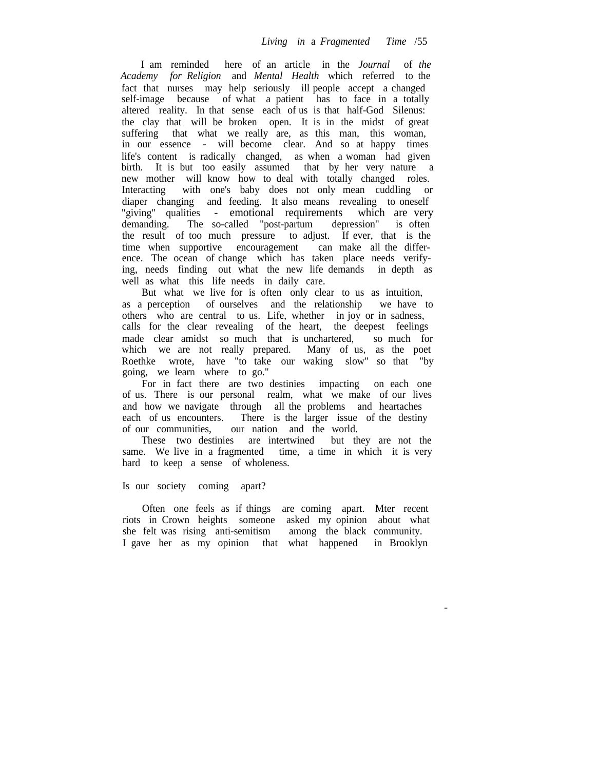I am reminded here of an article in the *Journal of the Academy for Religion* and *Mental Health* which referred to the fact that nurses may help seriously ill people accept a changed self-image because of what a patient has to face in a totally altered reality. In that sense each of us is that half-God Silenus: the clay that will be broken open. It is in the midst of great suffering that what we really are, as this man, this woman, in our essence - will become clear. And so at happy times life's content is radically changed, as when a woman had given birth. It is but too easily assumed that by her very nature a new mother will know how to deal with totally changed roles. Interacting with one's baby does not only mean cuddling or diaper changing and feeding. It also means revealing to oneself "giving" qualities - emotional requirements which are very demanding. The so-called "post-partum depression" is often the result of too much pressure to adjust. If ever, that is the time when supportive encouragement can make all the difference. The ocean of change which has taken place needs verifying, needs finding out what the new life demands in depth as well as what this life needs in daily care.

But what we live for is often only clear to us as intuition, as a perception of ourselves and the relationship we have to others who are central to us. Life, whether in joy or in sadness, calls for the clear revealing of the heart, the deepest feelings made clear amidst so much that is unchartered, so much for which we are not really prepared. Many of us, as the poet Roethke wrote, have "to take our waking slow" so that "by going, we learn where to go."

For in fact there are two destinies impacting on each one of us. There is our personal realm, what we make of our lives and how we navigate through all the problems and heartaches each of us encounters. There is the larger issue of the destiny of our communities, our nation and the world.

These two destinies are intertwined but they are not the same. We live in a fragmented time, a time in which it is very hard to keep a sense of wholeness.

Is our society coming apart?

Often one feels as if things are coming apart. Mter recent riots in Crown heights someone asked my opinion about what she felt was rising anti-semitism among the black community. I gave her as my opinion that what happened in Brooklyn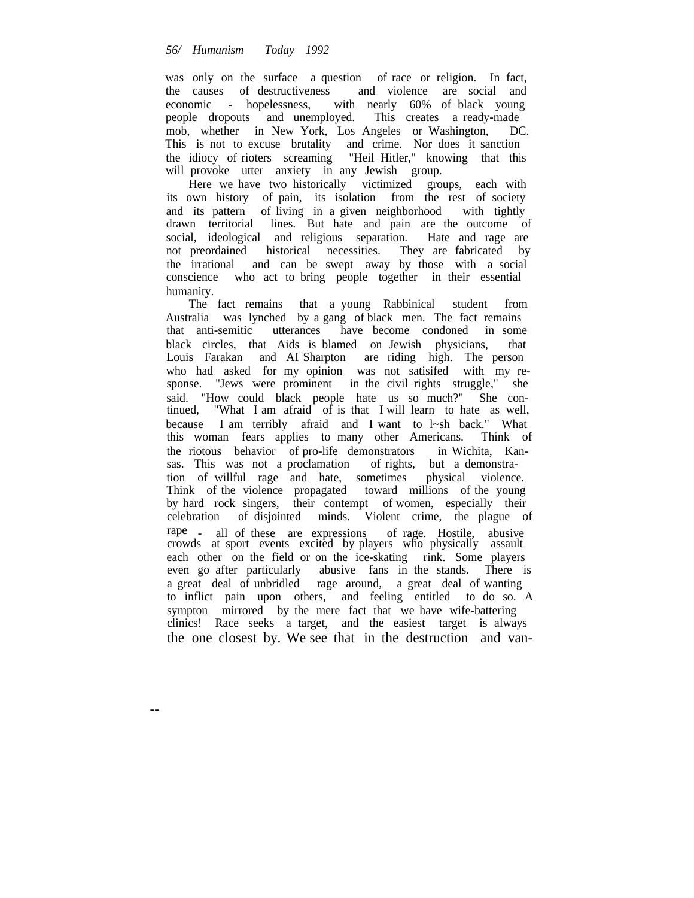was only on the surface a question of race or religion. In fact, the causes of destructiveness and violence are social and economic - hopelessness, with nearly 60% of black young people dropouts and unemployed. This creates a ready-made mob, whether in New York, Los Angeles or Washington, DC. This is not to excuse brutality and crime. Nor does it sanction the idiocy of rioters screaming "Heil Hitler," knowing that this will provoke utter anxiety in any Jewish group.

Here we have two historically victimized groups, each with its own history of pain, its isolation from the rest of society and its pattern of living in a given neighborhood with tightly drawn territorial lines. But hate and pain are the outcome of social, ideological and religious separation. Hate and rage are not preordained historical necessities. They are fabricated by the irrational and can be swept away by those with a social conscience who act to bring people together in their essential humanity.

The fact remains that a young Rabbinical student from Australia was lynched by a gang of black men. The fact remains that anti-semitic utterances have become condoned in some black circles, that Aids is blamed on Jewish physicians, that Louis Farakan and AI Sharpton are riding high. The person who had asked for my opinion was not satisifed with my response. "Jews were prominent in the civil rights struggle," she said. "How could black people hate us so much?" She continued, "What I am afraid of is that I will learn to hate as well, because I am terribly afraid and I want to l~sh back." What this woman fears applies to many other Americans. Think of the riotous behavior of pro-life demonstrators in Wichita, Kansas. This was not a proclamation of rights, but a demonstration of willful rage and hate, sometimes physical violence. Think of the violence propagated toward millions of the young by hard rock singers, their contempt of women, especially their celebration of disjointed minds. Violent crime, the plague of rape - all of these are expressions of rage. Hostile, abusive crowds at sport events excited by players who physically assault each other on the field or on the ice-skating rink. Some players even go after particularly abusive fans in the stands. There is a great deal of unbridled rage around, a great deal of wanting to inflict pain upon others, and feeling entitled to do so. A sympton mirrored by the mere fact that we have wife-battering clinics! Race seeks a target, and the easiest target is always the one closest by. We see that in the destruction and van-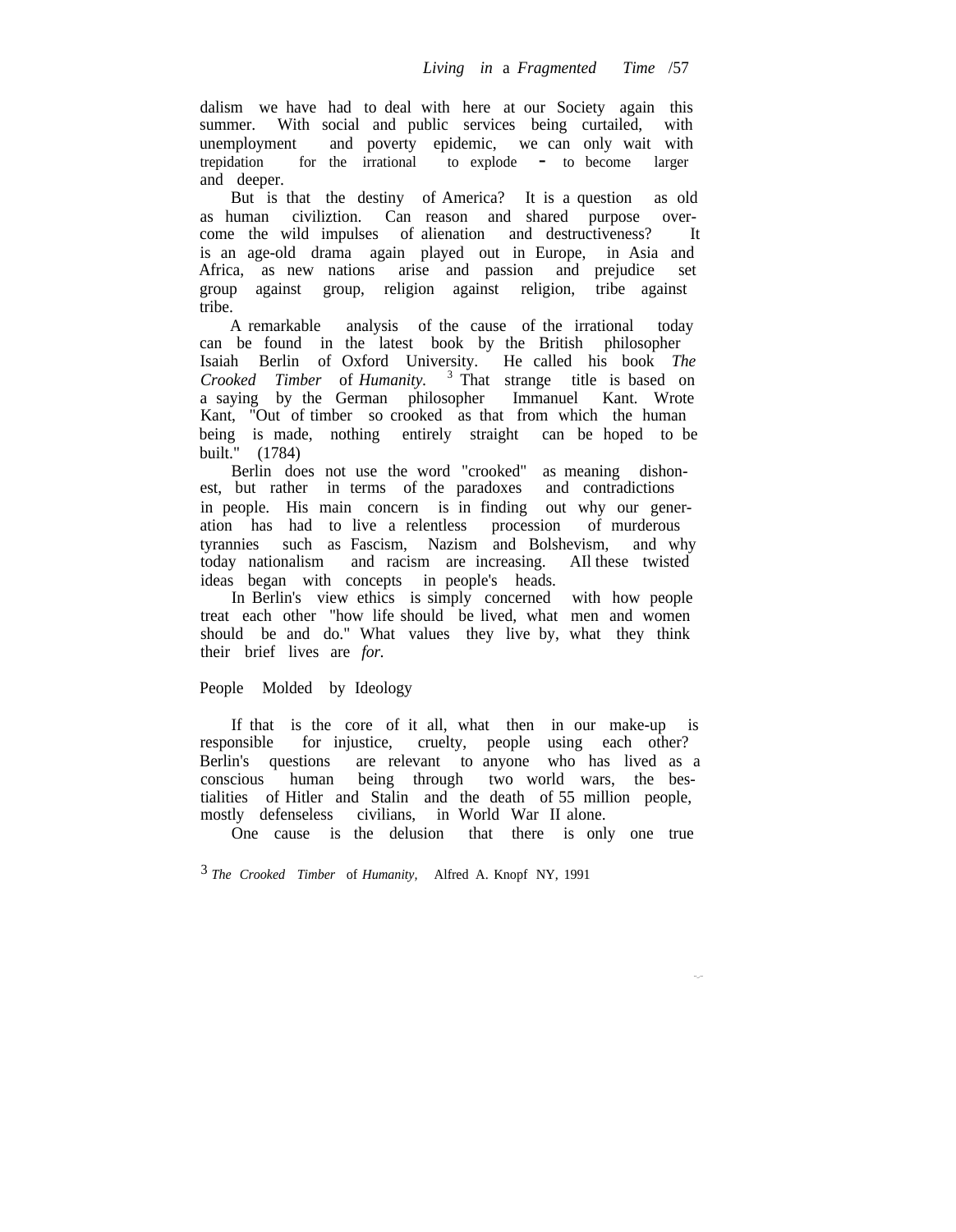dalism we have had to deal with here at our Society again this summer. With social and public services being curtailed, with unemployment and poverty epidemic, we can only wait with trepidation for the irrational to explode - to become larger and deeper.

But is that the destiny of America? It is a question as old as human civiliztion. Can reason and shared purpose overcome the wild impulses of alienation and destructiveness? It is an age-old drama again played out in Europe, in Asia and Africa, as new nations arise and passion and prejudice set group against group, religion against religion, tribe against tribe.

A remarkable analysis of the cause of the irrational today can be found in the latest book by the British philosopher Isaiah Berlin of Oxford University. He called his book *The Crooked Timber* of *Humanity.*[3] That strange title is based on a saying by the German philosopher Immanuel Kant. Wrote Kant, "Out of timber so crooked as that from which the human being is made, nothing entirely straight can be hoped to be built." (1784)

Berlin does not use the word "crooked" as meaning dishonest, but rather in terms of the paradoxes and contradictions in people. His main concern is in finding out why our generation has had to live a relentless procession of murderous tyrannies such as Fascism, Nazism and Bolshevism, and why today nationalism and racism are increasing. AIl these twisted ideas began with concepts in people's heads.

In Berlin's view ethics is simply concerned with how people treat each other "how life should be lived, what men and women should be and do." What values they live by, what they think their brief lives are *for.*

## People Molded by Ideology

If that is the core of it all, what then in our make-up is responsible for injustice, cruelty, people using each other? Berlin's questions are relevant to anyone who has lived as a conscious human being through two world wars, the bestialities of Hitler and Stalin and the death of 55 million people, mostly defenseless civilians, in World War II alone.

One cause is the delusion that there is only one true

[3] *The Crooked Timber* of *Humanity,* Alfred A. Knopf NY, 1991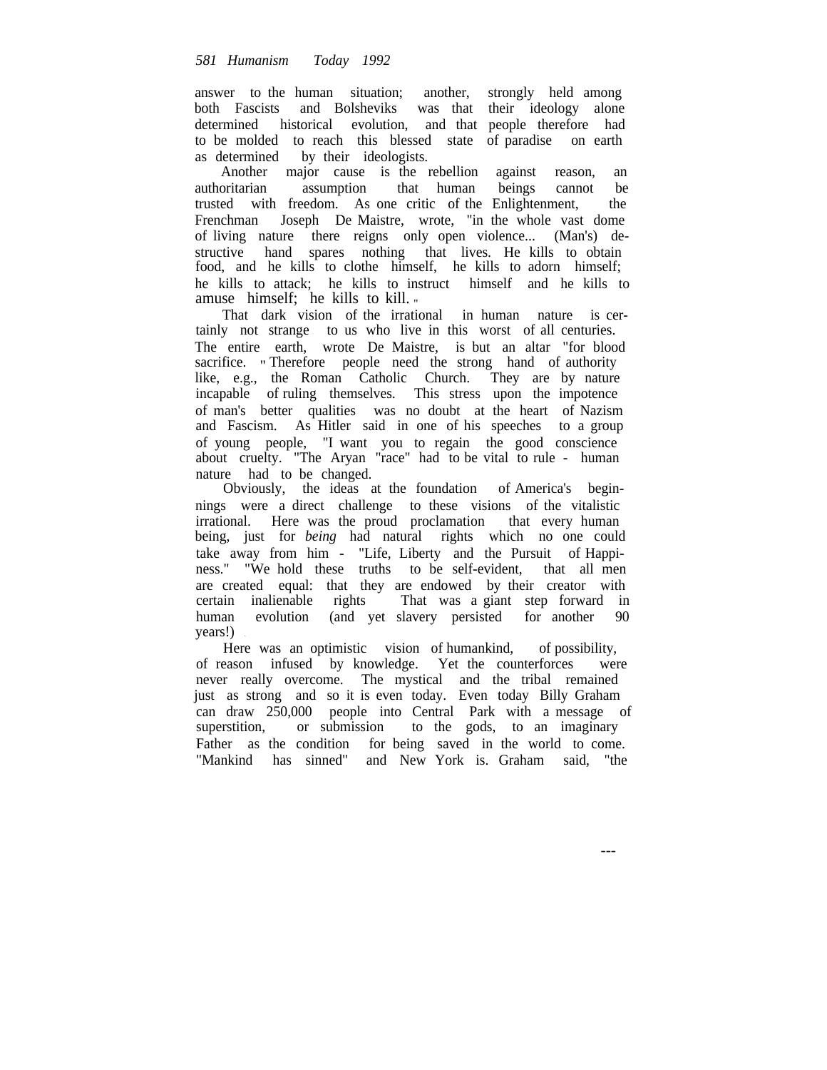answer to the human situation; another, strongly held among both Fascists and Bolsheviks was that their ideology alone determined historical evolution, and that people therefore had to be molded to reach this blessed state of paradise on earth as determined by their ideologists.

Another major cause is the rebellion against reason, an authoritarian assumption that human beings cannot be trusted with freedom. As one critic of the Enlightenment, the Frenchman Joseph De Maistre, wrote, "in the whole vast dome of living nature there reigns only open violence... (Man's) destructive hand spares nothing that lives. He kills to obtain food, and he kills to clothe himself, he kills to adorn himself; he kills to attack; he kills to instruct himself and he kills to amuse himself; he kills to kill."

That dark vision of the irrational in human nature is certainly not strange to us who live in this worst of all centuries. The entire earth, wrote De Maistre, is but an altar "for blood sacrifice." Therefore people need the strong hand of authority like, e.g., the Roman Catholic Church. They are by nature incapable of ruling themselves. This stress upon the impotence of man's better qualities was no doubt at the heart of Nazism and Fascism. As Hitler said in one of his speeches to a group of young people, "I want you to regain the good conscience about cruelty. "The Aryan "race" had to be vital to rule - human nature had to be changed.

Obviously, the ideas at the foundation of America's beginnings were a direct challenge to these visions of the vitalistic irrational. Here was the proud proclamation that every human being, just for *being* had natural rights which no one could take away from him - "Life, Liberty and the Pursuit of Happiness." "We hold these truths to be self-evident, that all men are created equal: that they are endowed by their creator with certain inalienable rights That was a giant step forward in human evolution (and yet slavery persisted for another 90 years!)

Here was an optimistic vision of humankind, of possibility, of reason infused by knowledge. Yet the counterforces were never really overcome. The mystical and the tribal remained just as strong and so it is even today. Even today Billy Graham can draw 250,000 people into Central Park with a message of superstition, or submission to the gods, to an imaginary Father as the condition for being saved in the world to come. "Mankind has sinned" and New York is. Graham said, "the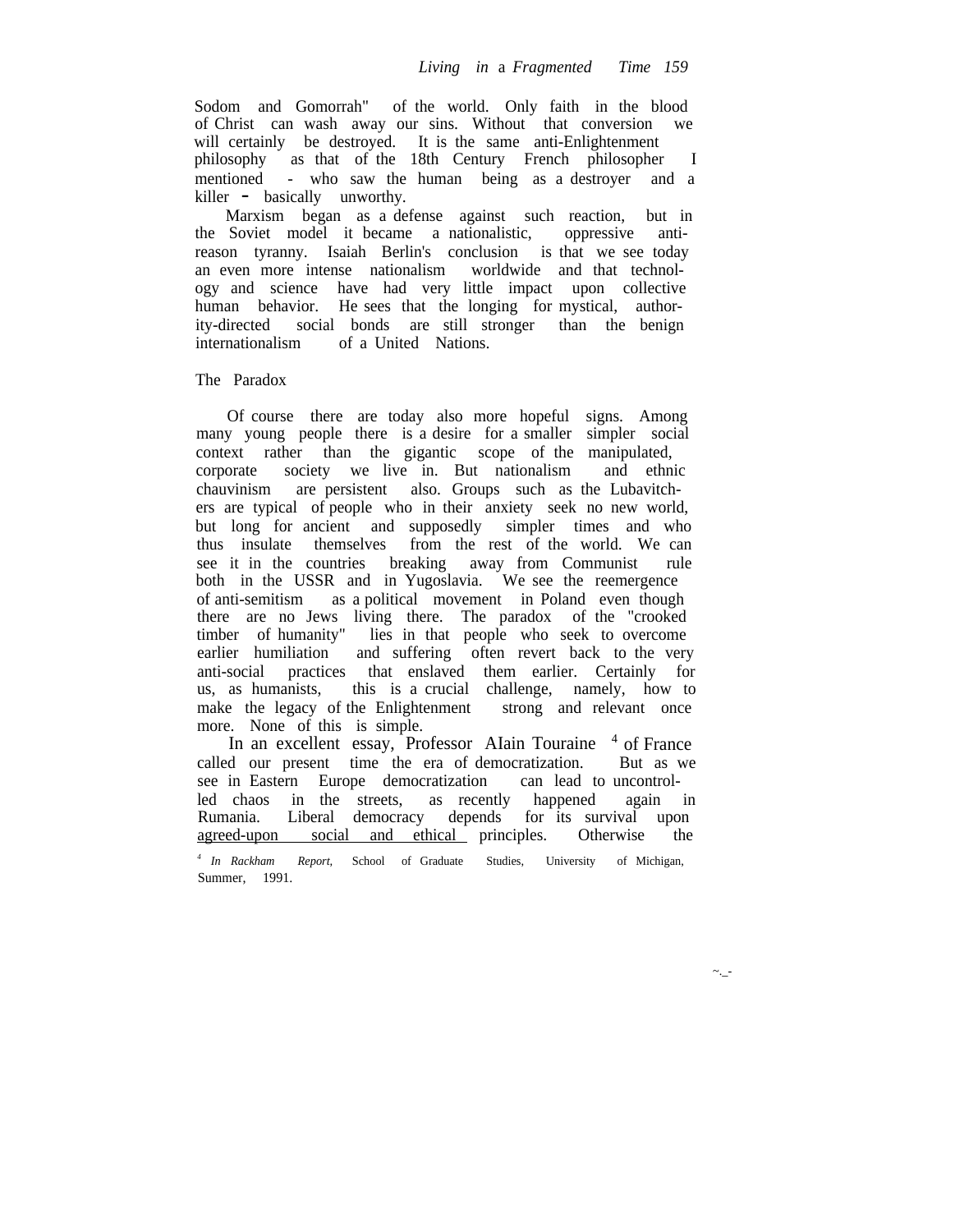Sodom and Gomorrah" of the world. Only faith in the blood of Christ can wash away our sins. Without that conversion we will certainly be destroyed. It is the same anti-Enlightenment philosophy as that of the 18th Century French philosopher I mentioned - who saw the human being as a destroyer and a killer - basically unworthy.

Marxism began as a defense against such reaction, but in the Soviet model it became a nationalistic, oppressive anti-reason tyranny. Isaiah Berlin's conclusion is that we see today an even more intense nationalism worldwide and that technology and science have had very little impact upon collective human behavior. He sees that the longing for mystical, authority-directed social bonds are still stronger than the benign internationalism of a United Nations.

## The Paradox

Of course there are today also more hopeful signs. Among many young people there is a desire for a smaller simpler social context rather than the gigantic scope of the manipulated, corporate society we live in. But nationalism and ethnic chauvinism are persistent also. Groups such as the Lubavitchers are typical of people who in their anxiety seek no new world, but long for ancient and supposedly simpler times and who thus insulate themselves from the rest of the world. We can see it in the countries breaking away from Communist rule both in the USSR and in Yugoslavia. We see the reemergence of anti-semitism as a political movement in Poland even though there are no Jews living there. The paradox of the "crooked timber of humanity" lies in that people who seek to overcome earlier humiliation and suffering often revert back to the very anti-social practices that enslaved them earlier. Certainly for us, as humanists, this is a crucial challenge, namely, how to make the legacy of the Enlightenment strong and relevant once more. None of this is simple.

In an excellent essay, Professor Alain Touraine [4] of France called our present time the era of democratization. But as we see in Eastern Europe democratization can lead to uncontrolled chaos in the streets, as recently happened again in Rumania. Liberal democracy depends for its survival upon agreed-upon social and ethical principles. Otherwise the

[4] *In Rackham Report,* School of Graduate Studies, University of Michigan, Summer, 1991.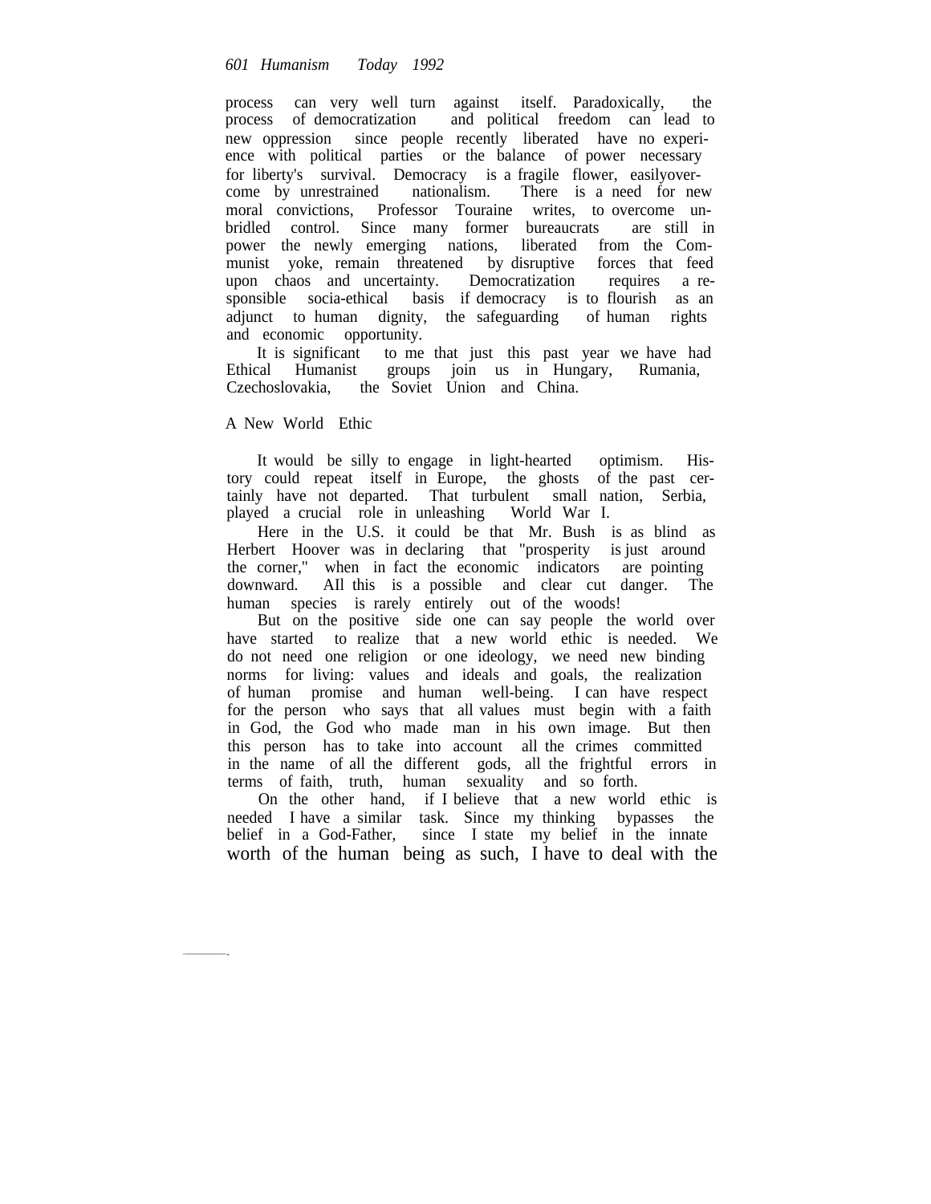process can very well turn against itself. Paradoxically, the process of democratization and political freedom can lead to new oppression since people recently liberated have no experience with political parties or the balance of power necessary for liberty's survival. Democracy is a fragile flower, easilyovercome by unrestrained nationalism. There is a need for new moral convictions, Professor Touraine writes, to overcome unbridled control. Since many former bureaucrats are still in power the newly emerging nations, liberated from the Communist yoke, remain threatened by disruptive forces that feed upon chaos and uncertainty. Democratization requires a responsible socia-ethical basis if democracy is to flourish as an adjunct to human dignity, the safeguarding of human rights and economic opportunity.

It is significant to me that just this past year we have had Ethical Humanist groups join us in Hungary, Rumania, Czechoslovakia, the Soviet Union and China.

## A New World Ethic

It would be silly to engage in light-hearted optimism. History could repeat itself in Europe, the ghosts of the past certainly have not departed. That turbulent small nation, Serbia, played a crucial role in unleashing World War I.

Here in the U.S. it could be that Mr. Bush is as blind as Herbert Hoover was in declaring that "prosperity is just around the corner," when in fact the economic indicators are pointing downward. All this is a possible and clear cut danger. The human species is rarely entirely out of the woods!

But on the positive side one can say people the world over have started to realize that a new world ethic is needed. We do not need one religion or one ideology, we need new binding norms for living: values and ideals and goals, the realization of human promise and human well-being. I can have respect for the person who says that all values must begin with a faith in God, the God who made man in his own image. But then this person has to take into account all the crimes committed in the name of all the different gods, all the frightful errors in terms of faith, truth, human sexuality and so forth.

On the other hand, if I believe that a new world ethic is needed I have a similar task. Since my thinking bypasses the belief in a God-Father, since I state my belief in the innate worth of the human being as such, I have to deal with the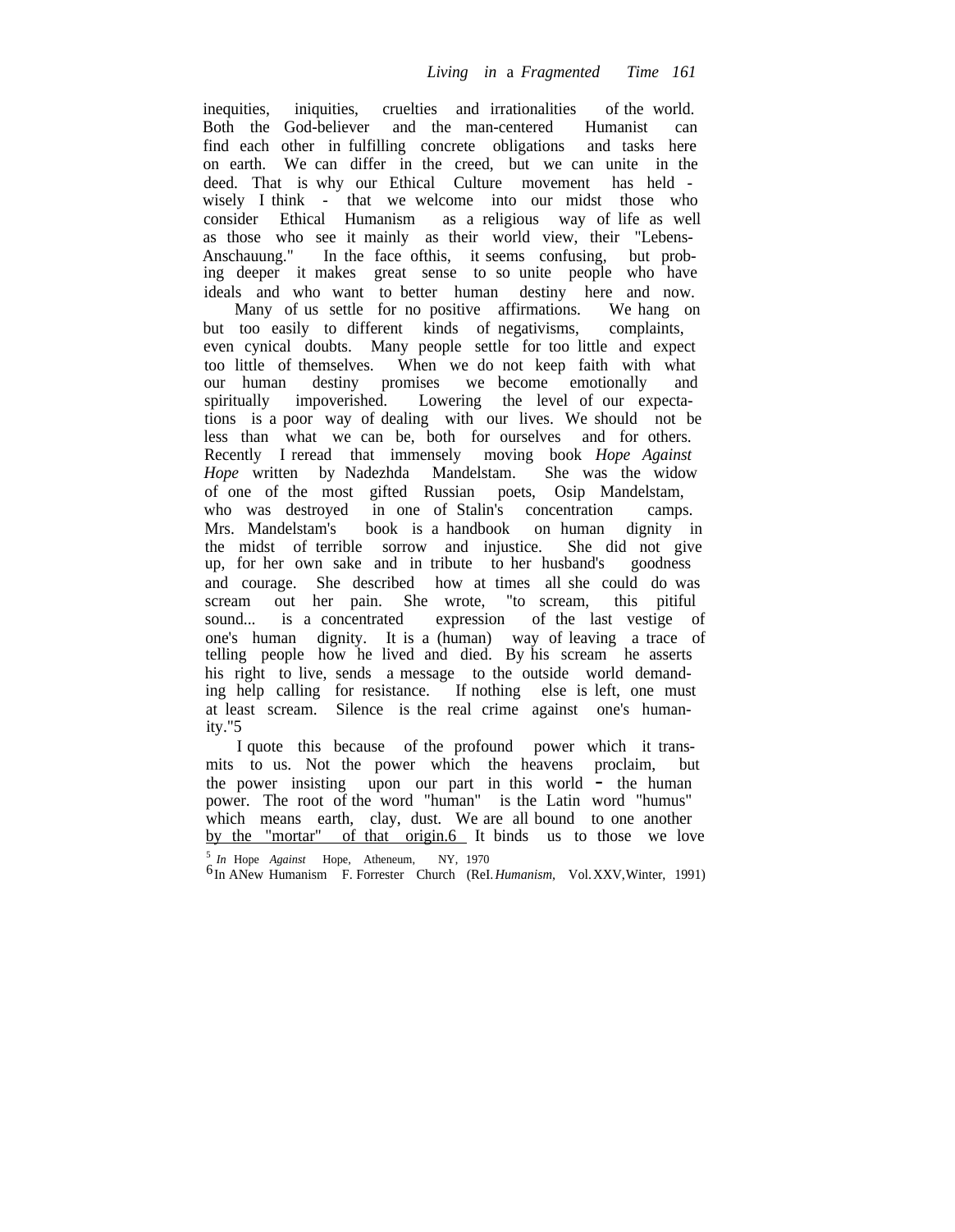inequities, iniquities, cruelties and irrationalities of the world. Both the God-believer and the man-centered Humanist can find each other in fulfilling concrete obligations and tasks here on earth. We can differ in the creed, but we can unite in the deed. That is why our Ethical Culture movement has held - wisely I think - that we welcome into our midst those who consider Ethical Humanism as a religious way of life as well as those who see it mainly as their world view, their "Lebens-Anschauung." In the face ofthis, it seems confusing, but probing deeper it makes great sense to so unite people who have ideals and who want to better human destiny here and now.

Many of us settle for no positive affirmations. We hang on but too easily to different kinds of negativisms, complaints, even cynical doubts. Many people settle for too little and expect too little of themselves. When we do not keep faith with what our human destiny promises we become emotionally and spiritually impoverished. Lowering the level of our expectations is a poor way of dealing with our lives. We should not be less than what we can be, both for ourselves and for others. Recently I reread that immensely moving book *Hope Against Hope* written by Nadezhda Mandelstam. She was the widow of one of the most gifted Russian poets, Osip Mandelstam, who was destroyed in one of Stalin's concentration camps. Mrs. Mandelstam's book is a handbook on human dignity in the midst of terrible sorrow and injustice. She did not give up, for her own sake and in tribute to her husband's goodness and courage. She described how at times all she could do was scream out her pain. She wrote, "to scream, this pitiful sound... is a concentrated expression of the last vestige of one's human dignity. It is a (human) way of leaving a trace of telling people how he lived and died. By his scream he asserts his right to live, sends a message to the outside world demanding help calling for resistance. If nothing else is left, one must at least scream. Silence is the real crime against one's humanity."[5]

I quote this because of the profound power which it transmits to us. Not the power which the heavens proclaim, but the power insisting upon our part in this world - the human power. The root of the word "human" is the Latin word "humus" which means earth, clay, dust. We are all bound to one another by the "mortar" of that origin.[6] It binds us to those we love

[5] *In* Hope *Against* Hope, Atheneum, NY, 1970

[6] In ANew Humanism F. Forrester Church (ReI. *Humanism*, Vol. XXV, Winter, 1991)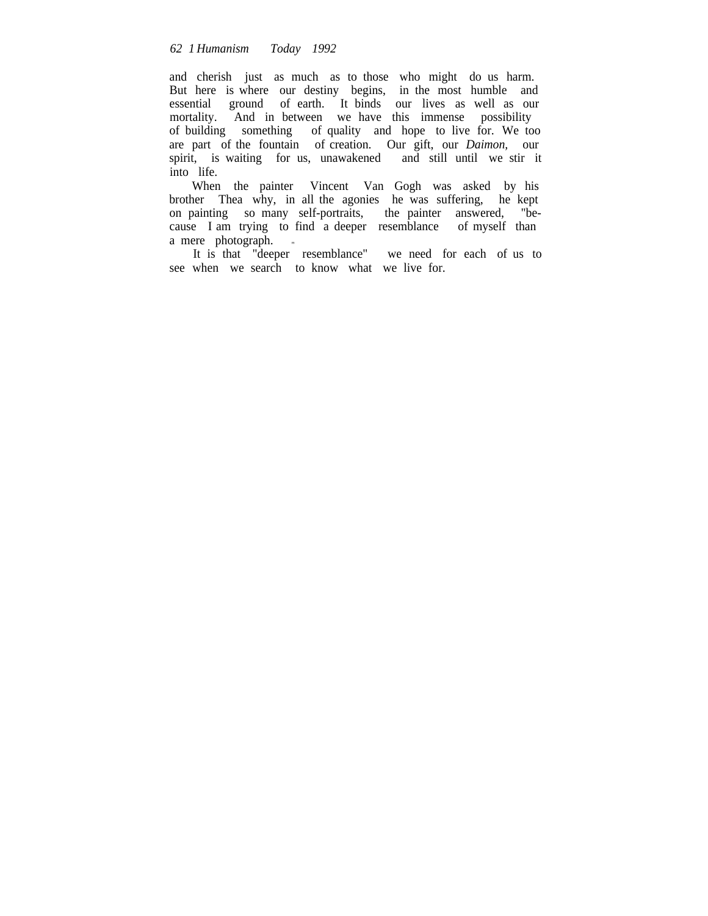and cherish just as much as to those who might do us harm. But here is where our destiny begins, in the most humble and essential ground of earth. It binds our lives as well as our mortality. And in between we have this immense possibility of building something of quality and hope to live for. We too are part of the fountain of creation. Our gift, our *Daimon*, our spirit, is waiting for us, unawakened and still until we stir it into life.

When the painter Vincent Van Gogh was asked by his brother Thea why, in all the agonies he was suffering, he kept on painting so many self-portraits, the painter answered, "because I am trying to find a deeper resemblance of myself than a mere photograph."

It is that "deeper resemblance" we need for each of us to see when we search to know what we live for.